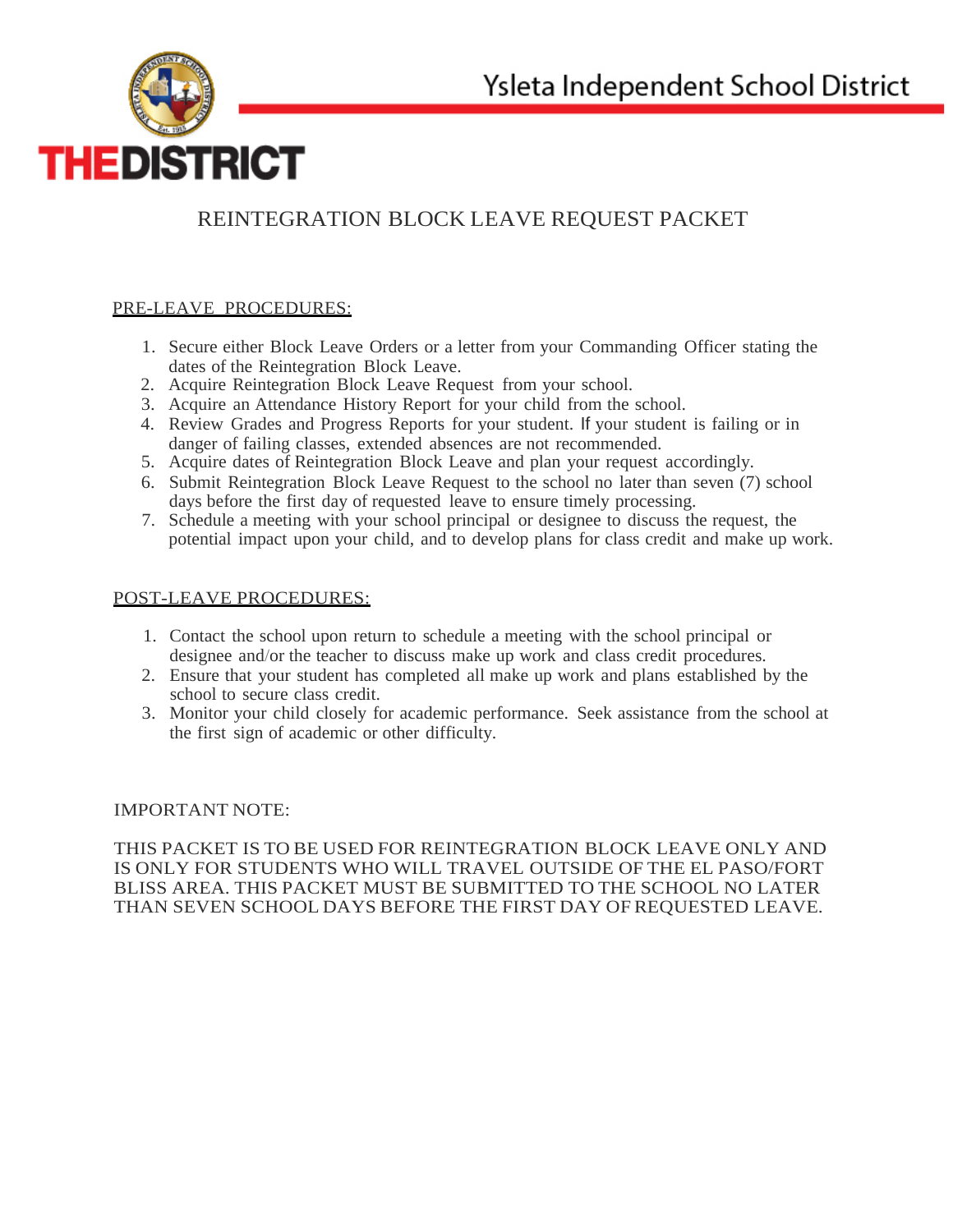Ysleta Independent School District

THEDISTRICT

# REINTEGRATION BLOCK LEAVE REQUEST PACKET

## PRE-LEAVE PROCEDURES:

1. Secure either Block Leave Orders or a letter from your Commanding Officer stating the dates of the Reintegration Block Leave.
2. Acquire Reintegration Block Leave Request from your school.
3. Acquire an Attendance History Report for your child from the school.
4. Review Grades and Progress Reports for your student. If your student is failing or in danger of failing classes, extended absences are not recommended.
5. Acquire dates of Reintegration Block Leave and plan your request accordingly.
6. Submit Reintegration Block Leave Request to the school no later than seven (7) school days before the first day of requested leave to ensure timely processing.
7. Schedule a meeting with your school principal or designee to discuss the request, the potential impact upon your child, and to develop plans for class credit and make up work.

## POST-LEAVE PROCEDURES:

1. Contact the school upon return to schedule a meeting with the school principal or designee and/or the teacher to discuss make up work and class credit procedures.
2. Ensure that your student has completed all make up work and plans established by the school to secure class credit.
3. Monitor your child closely for academic performance. Seek assistance from the school at the first sign of academic or other difficulty.

IMPORTANT NOTE:

THIS PACKET IS TO BE USED FOR REINTEGRATION BLOCK LEAVE ONLY AND IS ONLY FOR STUDENTS WHO WILL TRAVEL OUTSIDE OF THE EL PASO/FORT BLISS AREA. THIS PACKET MUST BE SUBMITTED TO THE SCHOOL NO LATER THAN SEVEN SCHOOL DAYS BEFORE THE FIRST DAY OF REQUESTED LEAVE.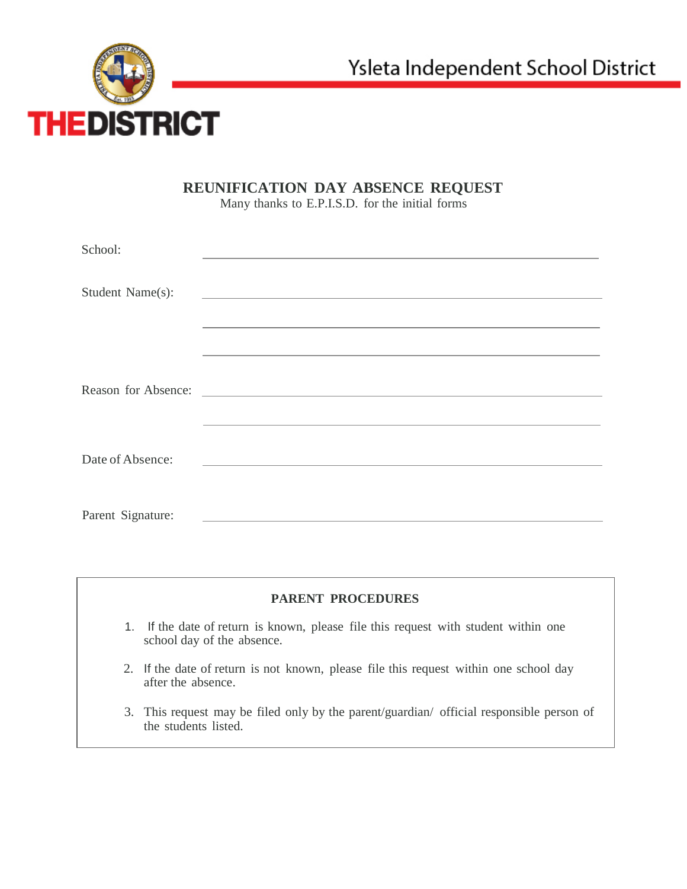Ysleta Independent School District

**THEDISTRICT**

# REUNIFICATION DAY ABSENCE REQUEST

Many thanks to E.P.I.S.D. for the initial forms

School: ______________________________

Student Name(s): ______________________________

______________________________

______________________________

Reason for Absence: ______________________________

______________________________

Date of Absence: ______________________________

Parent Signature: ______________________________

## PARENT PROCEDURES

1. If the date of return is known, please file this request with student within one school day of the absence.
2. If the date of return is not known, please file this request within one school day after the absence.
3. This request may be filed only by the parent/guardian/ official responsible person of the students listed.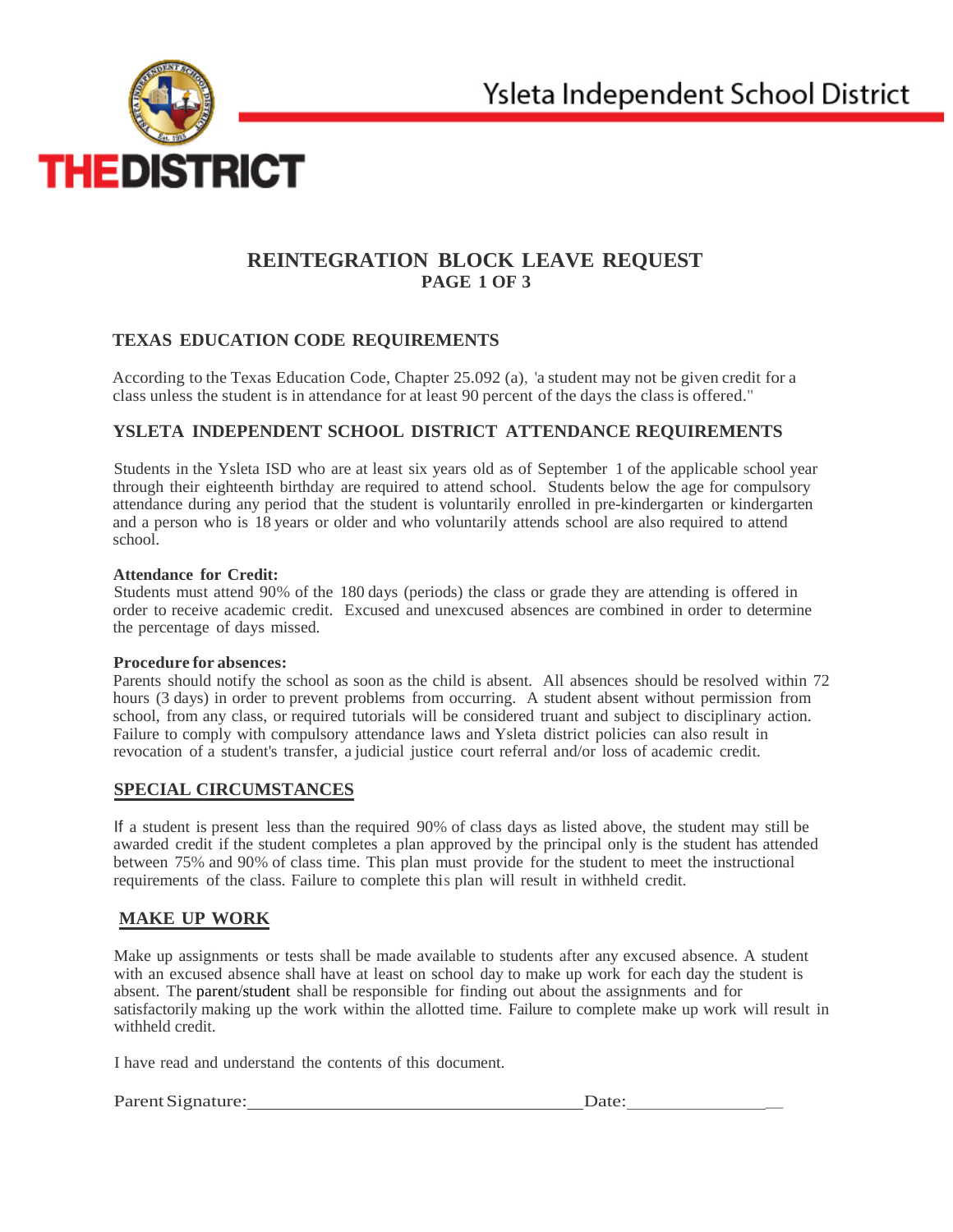Ysleta Independent School District

THEDISTRICT

# REINTEGRATION BLOCK LEAVE REQUEST

**PAGE 1 OF 3**

## TEXAS EDUCATION CODE REQUIREMENTS

According to the Texas Education Code, Chapter 25.092 (a), 'a student may not be given credit for a class unless the student is in attendance for at least 90 percent of the days the class is offered."

## YSLETA INDEPENDENT SCHOOL DISTRICT ATTENDANCE REQUIREMENTS

Students in the Ysleta ISD who are at least six years old as of September 1 of the applicable school year through their eighteenth birthday are required to attend school. Students below the age for compulsory attendance during any period that the student is voluntarily enrolled in pre-kindergarten or kindergarten and a person who is 18 years or older and who voluntarily attends school are also required to attend school.

**Attendance for Credit:**
Students must attend 90% of the 180 days (periods) the class or grade they are attending is offered in order to receive academic credit. Excused and unexcused absences are combined in order to determine the percentage of days missed.

**Procedure for absences:**
Parents should notify the school as soon as the child is absent. All absences should be resolved within 72 hours (3 days) in order to prevent problems from occurring. A student absent without permission from school, from any class, or required tutorials will be considered truant and subject to disciplinary action. Failure to comply with compulsory attendance laws and Ysleta district policies can also result in revocation of a student's transfer, a judicial justice court referral and/or loss of academic credit.

## SPECIAL CIRCUMSTANCES

If a student is present less than the required 90% of class days as listed above, the student may still be awarded credit if the student completes a plan approved by the principal only is the student has attended between 75% and 90% of class time. This plan must provide for the student to meet the instructional requirements of the class. Failure to complete this plan will result in withheld credit.

## MAKE UP WORK

Make up assignments or tests shall be made available to students after any excused absence. A student with an excused absence shall have at least on school day to make up work for each day the student is absent. The parent/student shall be responsible for finding out about the assignments and for satisfactorily making up the work within the allotted time. Failure to complete make up work will result in withheld credit.

I have read and understand the contents of this document.

Parent Signature:__________________________________ Date:_______________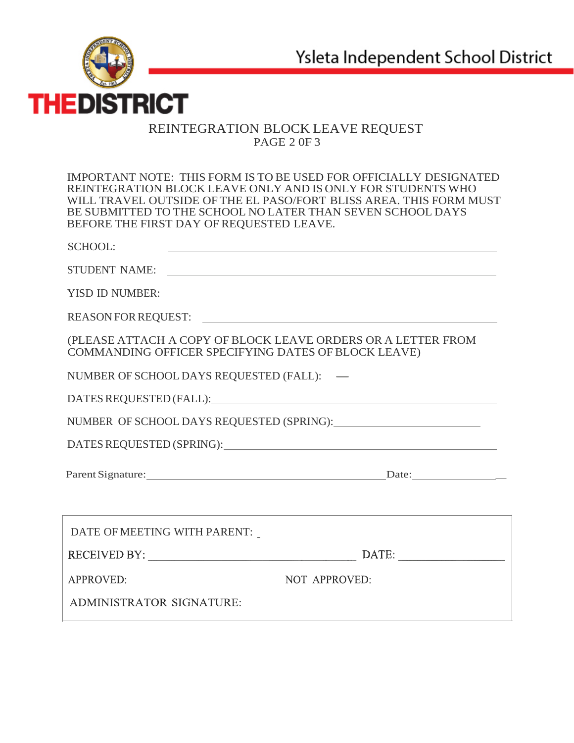Ysleta Independent School District

THEDISTRICT

# REINTEGRATION BLOCK LEAVE REQUEST

PAGE 2 0F 3

IMPORTANT NOTE: THIS FORM IS TO BE USED FOR OFFICIALLY DESIGNATED REINTEGRATION BLOCK LEAVE ONLY AND IS ONLY FOR STUDENTS WHO WILL TRAVEL OUTSIDE OF THE EL PASO/FORT BLISS AREA. THIS FORM MUST BE SUBMITTED TO THE SCHOOL NO LATER THAN SEVEN SCHOOL DAYS BEFORE THE FIRST DAY OF REQUESTED LEAVE.

SCHOOL: ______________________________________________

STUDENT NAME: ______________________________________________

YISD ID NUMBER:

REASON FOR REQUEST: ______________________________________________

(PLEASE ATTACH A COPY OF BLOCK LEAVE ORDERS OR A LETTER FROM COMMANDING OFFICER SPECIFYING DATES OF BLOCK LEAVE)

NUMBER OF SCHOOL DAYS REQUESTED (FALL): —

DATES REQUESTED (FALL): ______________________________________________

NUMBER OF SCHOOL DAYS REQUESTED (SPRING): ______________________________

DATES REQUESTED (SPRING): ______________________________________________

Parent Signature: ______________________________________ Date: ________________

---

DATE OF MEETING WITH PARENT: _

RECEIVED BY: ______________________________________ DATE: ____________________

APPROVED: NOT APPROVED:

ADMINISTRATOR SIGNATURE: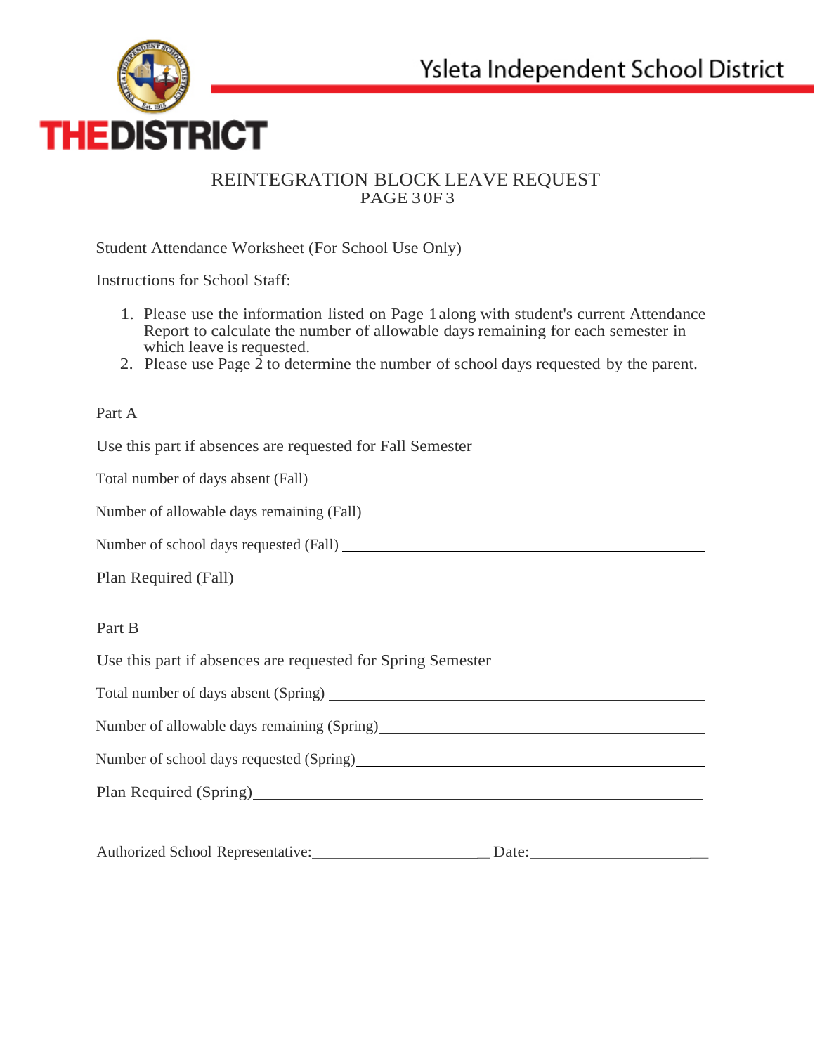Ysleta Independent School District

THEDISTRICT

# REINTEGRATION BLOCK LEAVE REQUEST
PAGE 3 OF 3

Student Attendance Worksheet (For School Use Only)

Instructions for School Staff:

1. Please use the information listed on Page 1 along with student's current Attendance Report to calculate the number of allowable days remaining for each semester in which leave is requested.
2. Please use Page 2 to determine the number of school days requested by the parent.

Part A

Use this part if absences are requested for Fall Semester

Total number of days absent (Fall)\_\_\_\_\_\_\_\_\_\_\_\_\_\_\_\_\_\_\_\_\_\_\_\_\_\_\_\_\_\_\_\_\_\_\_\_\_\_\_\_

Number of allowable days remaining (Fall)\_\_\_\_\_\_\_\_\_\_\_\_\_\_\_\_\_\_\_\_\_\_\_\_\_\_\_\_\_\_\_\_\_\_\_\_

Number of school days requested (Fall) \_\_\_\_\_\_\_\_\_\_\_\_\_\_\_\_\_\_\_\_\_\_\_\_\_\_\_\_\_\_\_\_\_\_\_\_\_

Plan Required (Fall)\_\_\_\_\_\_\_\_\_\_\_\_\_\_\_\_\_\_\_\_\_\_\_\_\_\_\_\_\_\_\_\_\_\_\_\_\_\_\_\_\_\_\_\_\_\_\_\_

Part B

Use this part if absences are requested for Spring Semester

Total number of days absent (Spring) \_\_\_\_\_\_\_\_\_\_\_\_\_\_\_\_\_\_\_\_\_\_\_\_\_\_\_\_\_\_\_\_\_\_\_\_\_\_

Number of allowable days remaining (Spring)\_\_\_\_\_\_\_\_\_\_\_\_\_\_\_\_\_\_\_\_\_\_\_\_\_\_\_\_\_\_\_\_\_\_

Number of school days requested (Spring)\_\_\_\_\_\_\_\_\_\_\_\_\_\_\_\_\_\_\_\_\_\_\_\_\_\_\_\_\_\_\_\_\_\_\_\_

Plan Required (Spring)\_\_\_\_\_\_\_\_\_\_\_\_\_\_\_\_\_\_\_\_\_\_\_\_\_\_\_\_\_\_\_\_\_\_\_\_\_\_\_\_\_\_\_\_\_\_

Authorized School Representative:\_\_\_\_\_\_\_\_\_\_\_\_\_\_\_\_\_\_\_\_ Date:\_\_\_\_\_\_\_\_\_\_\_\_\_\_\_\_\_\_\_\_